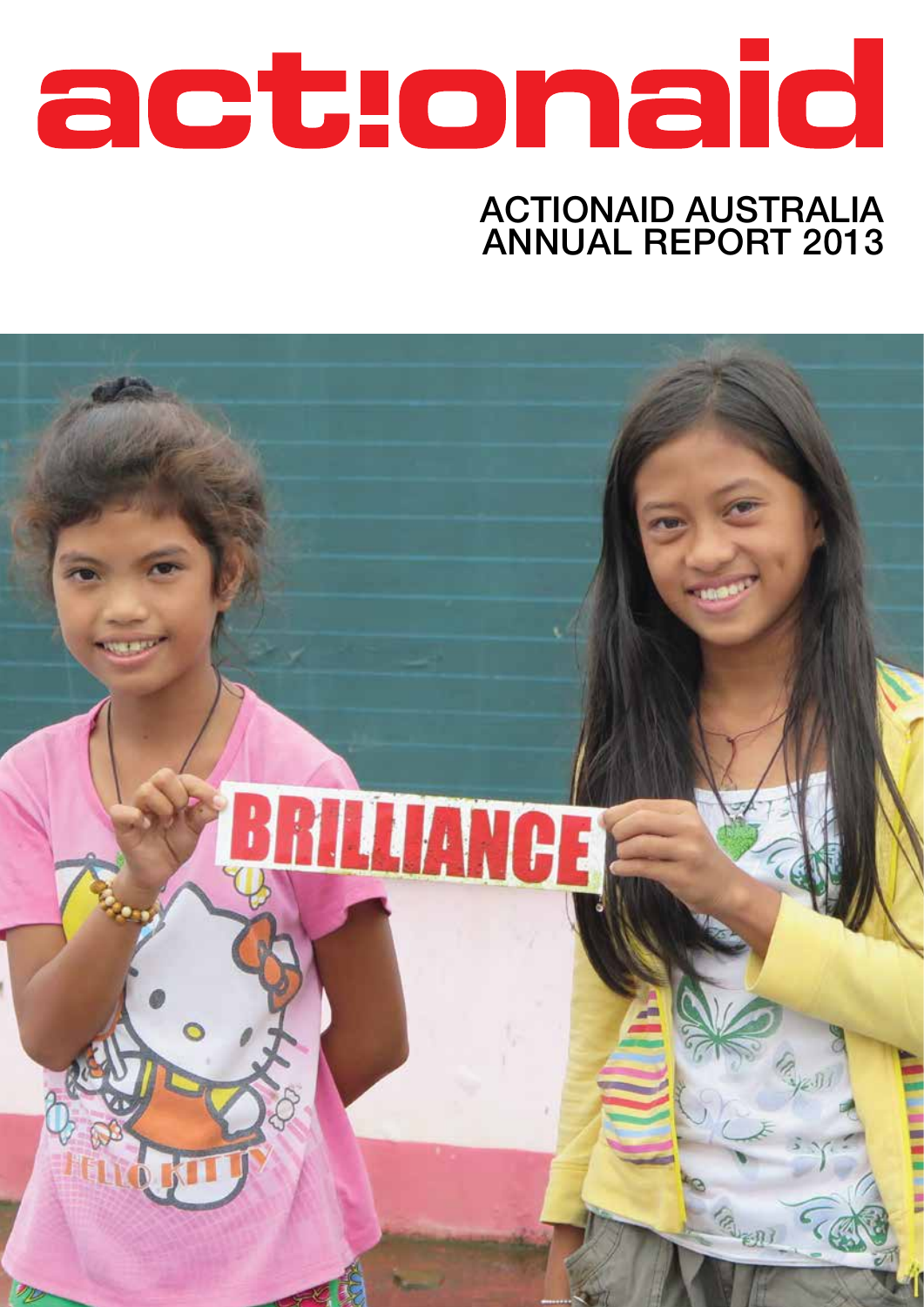# actionaid

## ACTIONAID AUSTRALIA ANNUAL REPORT 2013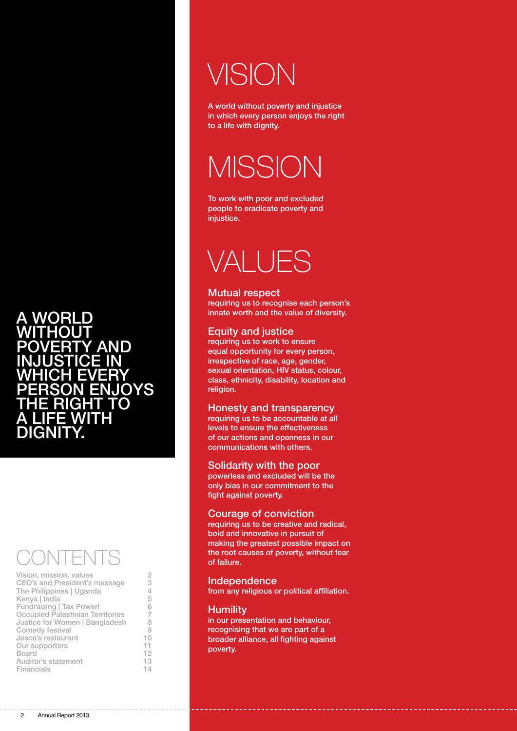**A WORLD WITHOUT POVERTY AND INJUSTICE IN WHICH EVERY PERSON ENJOYS THE RIGHT TO A LIFE WITH DIGNITY.**

# CONTENTS

| | |
|---|---|
| Vision, mission, values | 2 |
| CEO's and President's message | 3 |
| The Philippines \| Uganda | 4 |
| Kenya \| India | 5 |
| Fundraising \| Tax Power! | 6 |
| Occupied Palestinian Territories | 7 |
| Justice for Women \| Bangladesh | 8 |
| Comedy festival | 9 |
| Jesca's restaurant | 10 |
| Our supporters | 11 |
| Board | 12 |
| Auditor's statement | 13 |
| Financials | 14 |

# VISION

A world without poverty and injustice in which every person enjoys the right to a life with dignity.

# MISSION

To work with poor and excluded people to eradicate poverty and injustice.

# VALUES

### Mutual respect
requiring us to recognise each person's innate worth and the value of diversity.

### Equity and justice
requiring us to work to ensure equal opportunity for every person, irrespective of race, age, gender, sexual orientation, HIV status, colour, class, ethnicity, disability, location and religion.

### Honesty and transparency
requiring us to be accountable at all levels to ensure the effectiveness of our actions and openness in our communications with others.

### Solidarity with the poor
powerless and excluded will be the only bias in our commitment to the fight against poverty.

### Courage of conviction
requiring us to be creative and radical, bold and innovative in pursuit of making the greatest possible impact on the root causes of poverty, without fear of failure.

### Independence
from any religious or political affiliation.

### Humility
in our presentation and behaviour, recognising that we are part of a broader alliance, all fighting against poverty.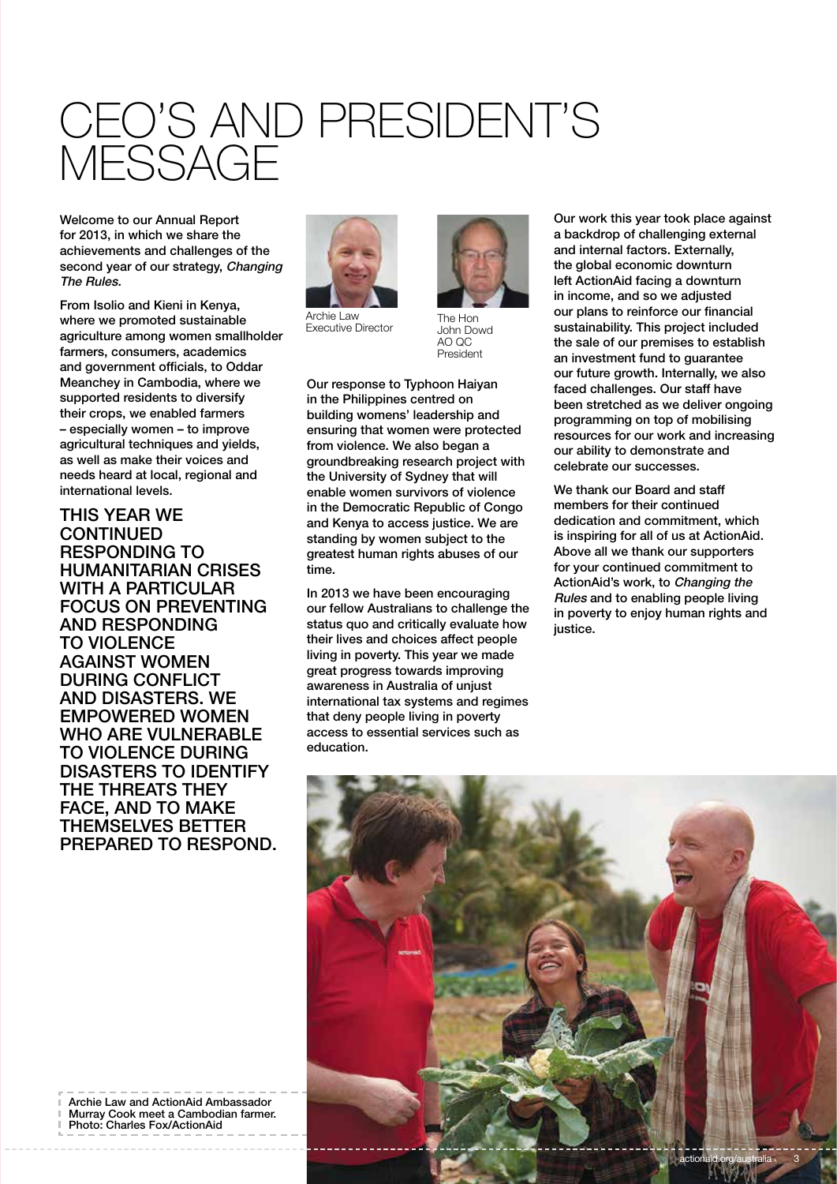# CEO'S AND PRESIDENT'S MESSAGE

Welcome to our Annual Report for 2013, in which we share the achievements and challenges of the second year of our strategy, *Changing The Rules*.

From Isolio and Kieni in Kenya, where we promoted sustainable agriculture among women smallholder farmers, consumers, academics and government officials, to Oddar Meanchey in Cambodia, where we supported residents to diversify their crops, we enabled farmers – especially women – to improve agricultural techniques and yields, as well as make their voices and needs heard at local, regional and international levels.

**THIS YEAR WE CONTINUED RESPONDING TO HUMANITARIAN CRISES WITH A PARTICULAR FOCUS ON PREVENTING AND RESPONDING TO VIOLENCE AGAINST WOMEN DURING CONFLICT AND DISASTERS. WE EMPOWERED WOMEN WHO ARE VULNERABLE TO VIOLENCE DURING DISASTERS TO IDENTIFY THE THREATS THEY FACE, AND TO MAKE THEMSELVES BETTER PREPARED TO RESPOND.**

Archie Law
Executive Director

The Hon John Dowd AO QC
President

Our response to Typhoon Haiyan in the Philippines centred on building womens' leadership and ensuring that women were protected from violence. We also began a groundbreaking research project with the University of Sydney that will enable women survivors of violence in the Democratic Republic of Congo and Kenya to access justice. We are standing by women subject to the greatest human rights abuses of our time.

In 2013 we have been encouraging our fellow Australians to challenge the status quo and critically evaluate how their lives and choices affect people living in poverty. This year we made great progress towards improving awareness in Australia of unjust international tax systems and regimes that deny people living in poverty access to essential services such as education.

Our work this year took place against a backdrop of challenging external and internal factors. Externally, the global economic downturn left ActionAid facing a downturn in income, and so we adjusted our plans to reinforce our financial sustainability. This project included the sale of our premises to establish an investment fund to guarantee our future growth. Internally, we also faced challenges. Our staff have been stretched as we deliver ongoing programming on top of mobilising resources for our work and increasing our ability to demonstrate and celebrate our successes.

We thank our Board and staff members for their continued dedication and commitment, which is inspiring for all of us at ActionAid. Above all we thank our supporters for your continued commitment to ActionAid's work, to *Changing the Rules* and to enabling people living in poverty to enjoy human rights and justice.

Archie Law and ActionAid Ambassador Murray Cook meet a Cambodian farmer.
Photo: Charles Fox/ActionAid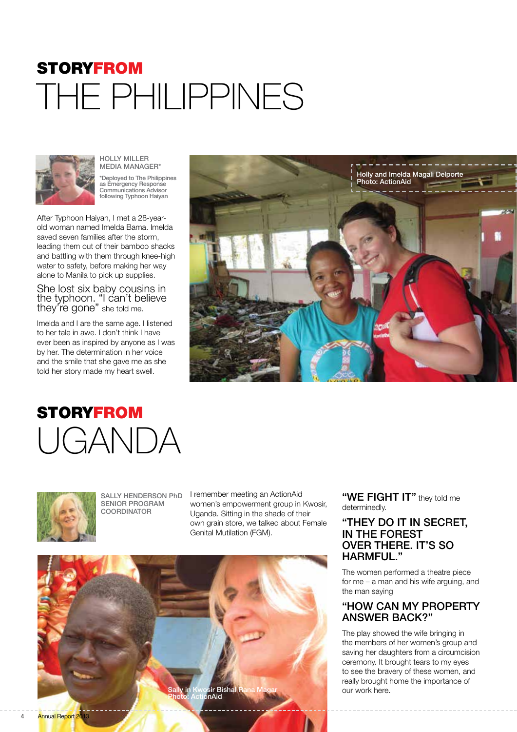# STORY FROM THE PHILIPPINES

HOLLY MILLER
MEDIA MANAGER*

*Deployed to The Philippines as Emergency Response Communications Advisor following Typhoon Haiyan

After Typhoon Haiyan, I met a 28-year-old woman named Imelda Bama. Imelda saved seven families after the storm, leading them out of their bamboo shacks and battling with them through knee-high water to safety, before making her way alone to Manila to pick up supplies.

She lost six baby cousins in the typhoon. "I can't believe they're gone" she told me.

Imelda and I are the same age. I listened to her tale in awe. I don't think I have ever been as inspired by anyone as I was by her. The determination in her voice and the smile that she gave me as she told her story made my heart swell.

Holly and Imelda Magali Delporte
Photo: ActionAid

# STORY FROM UGANDA

SALLY HENDERSON PhD
SENIOR PROGRAM COORDINATOR

I remember meeting an ActionAid women's empowerment group in Kwosir, Uganda. Sitting in the shade of their own grain store, we talked about Female Genital Mutilation (FGM).

**"WE FIGHT IT"** they told me determinedly.

**"THEY DO IT IN SECRET, IN THE FOREST OVER THERE. IT'S SO HARMFUL."**

The women performed a theatre piece for me – a man and his wife arguing, and the man saying

**"HOW CAN MY PROPERTY ANSWER BACK?"**

The play showed the wife bringing in the members of her women's group and saving her daughters from a circumcision ceremony. It brought tears to my eyes to see the bravery of these women, and really brought home the importance of our work here.

Sally in Kwosir Bishal Rana Magar
Photo: ActionAid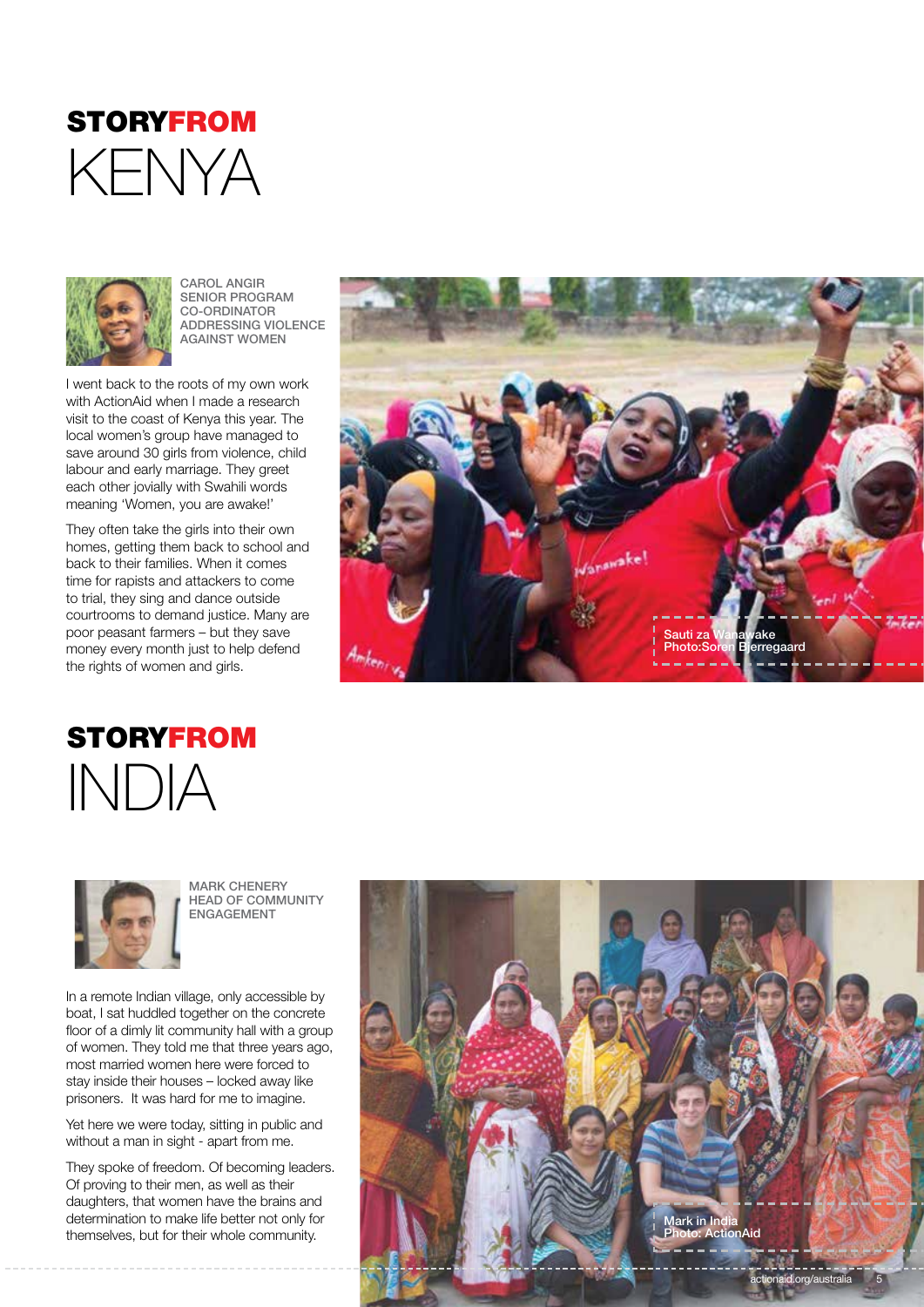# STORY FROM KENYA

CAROL ANGIR
SENIOR PROGRAM CO-ORDINATOR
ADDRESSING VIOLENCE AGAINST WOMEN

I went back to the roots of my own work with ActionAid when I made a research visit to the coast of Kenya this year. The local women's group have managed to save around 30 girls from violence, child labour and early marriage. They greet each other jovially with Swahili words meaning 'Women, you are awake!'

They often take the girls into their own homes, getting them back to school and back to their families. When it comes time for rapists and attackers to come to trial, they sing and dance outside courtrooms to demand justice. Many are poor peasant farmers – but they save money every month just to help defend the rights of women and girls.

Sauti za Wanawake
Photo:Soren Bjerregaard

# STORY FROM INDIA

MARK CHENERY
HEAD OF COMMUNITY ENGAGEMENT

In a remote Indian village, only accessible by boat, I sat huddled together on the concrete floor of a dimly lit community hall with a group of women. They told me that three years ago, most married women here were forced to stay inside their houses – locked away like prisoners. It was hard for me to imagine.

Yet here we were today, sitting in public and without a man in sight - apart from me.

They spoke of freedom. Of becoming leaders. Of proving to their men, as well as their daughters, that women have the brains and determination to make life better not only for themselves, but for their whole community.

Mark in India
Photo: ActionAid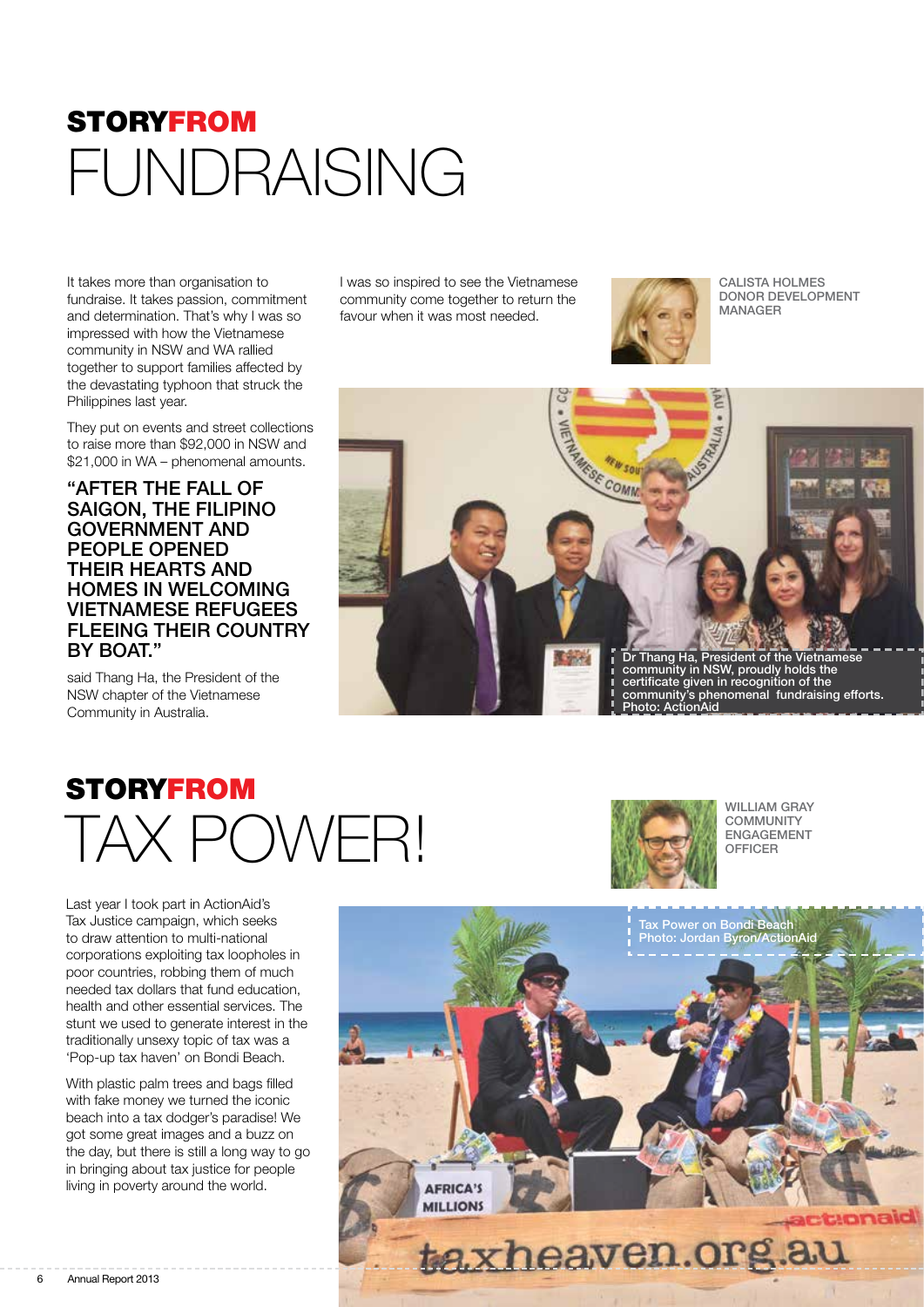# STORY FROM FUNDRAISING

It takes more than organisation to fundraise. It takes passion, commitment and determination. That's why I was so impressed with how the Vietnamese community in NSW and WA rallied together to support families affected by the devastating typhoon that struck the Philippines last year.

They put on events and street collections to raise more than $92,000 in NSW and $21,000 in WA – phenomenal amounts.

**"AFTER THE FALL OF SAIGON, THE FILIPINO GOVERNMENT AND PEOPLE OPENED THEIR HEARTS AND HOMES IN WELCOMING VIETNAMESE REFUGEES FLEEING THEIR COUNTRY BY BOAT."**

said Thang Ha, the President of the NSW chapter of the Vietnamese Community in Australia.

I was so inspired to see the Vietnamese community come together to return the favour when it was most needed.

CALISTA HOLMES
DONOR DEVELOPMENT MANAGER

Dr Thang Ha, President of the Vietnamese community in NSW, proudly holds the certificate given in recognition of the community's phenomenal fundraising efforts. Photo: ActionAid

# STORY FROM TAX POWER!

WILLIAM GRAY
COMMUNITY ENGAGEMENT OFFICER

Last year I took part in ActionAid's Tax Justice campaign, which seeks to draw attention to multi-national corporations exploiting tax loopholes in poor countries, robbing them of much needed tax dollars that fund education, health and other essential services. The stunt we used to generate interest in the traditionally unsexy topic of tax was a 'Pop-up tax haven' on Bondi Beach.

With plastic palm trees and bags filled with fake money we turned the iconic beach into a tax dodger's paradise! We got some great images and a buzz on the day, but there is still a long way to go in bringing about tax justice for people living in poverty around the world.

Tax Power on Bondi Beach
Photo: Jordan Byron/ActionAid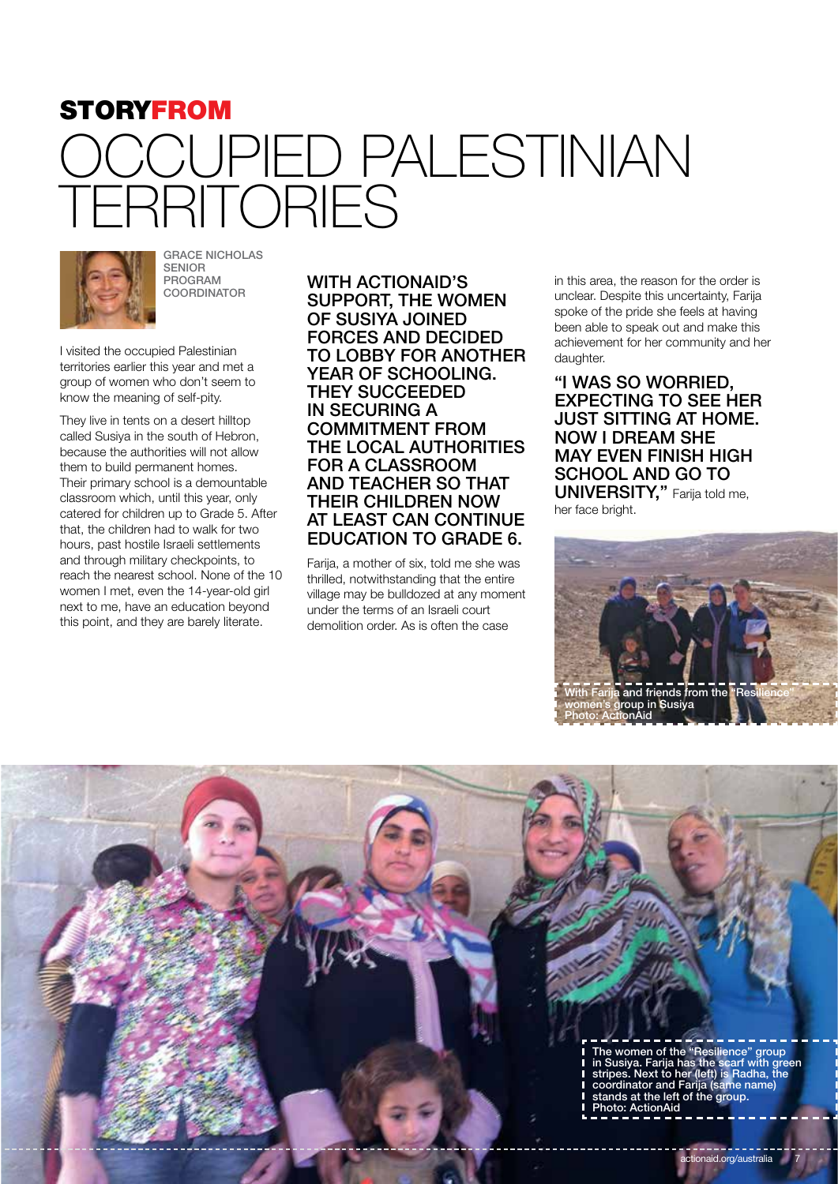# STORY FROM OCCUPIED PALESTINIAN TERRITORIES

GRACE NICHOLAS
SENIOR PROGRAM COORDINATOR

I visited the occupied Palestinian territories earlier this year and met a group of women who don't seem to know the meaning of self-pity.

They live in tents on a desert hilltop called Susiya in the south of Hebron, because the authorities will not allow them to build permanent homes. Their primary school is a demountable classroom which, until this year, only catered for children up to Grade 5. After that, the children had to walk for two hours, past hostile Israeli settlements and through military checkpoints, to reach the nearest school. None of the 10 women I met, even the 14-year-old girl next to me, have an education beyond this point, and they are barely literate.

**WITH ACTIONAID'S SUPPORT, THE WOMEN OF SUSIYA JOINED FORCES AND DECIDED TO LOBBY FOR ANOTHER YEAR OF SCHOOLING. THEY SUCCEEDED IN SECURING A COMMITMENT FROM THE LOCAL AUTHORITIES FOR A CLASSROOM AND TEACHER SO THAT THEIR CHILDREN NOW AT LEAST CAN CONTINUE EDUCATION TO GRADE 6.**

Farija, a mother of six, told me she was thrilled, notwithstanding that the entire village may be bulldozed at any moment under the terms of an Israeli court demolition order. As is often the case in this area, the reason for the order is unclear. Despite this uncertainty, Farija spoke of the pride she feels at having been able to speak out and make this achievement for her community and her daughter.

**"I WAS SO WORRIED, EXPECTING TO SEE HER JUST SITTING AT HOME. NOW I DREAM SHE MAY EVEN FINISH HIGH SCHOOL AND GO TO UNIVERSITY,"** Farija told me, her face bright.

With Farija and friends from the "Resilience" women's group in Susiya
Photo: ActionAid

The women of the "Resilience" group in Susiya. Farija has the scarf with green stripes. Next to her (left) is Radha, the coordinator and Farija (same name) stands at the left of the group.
Photo: ActionAid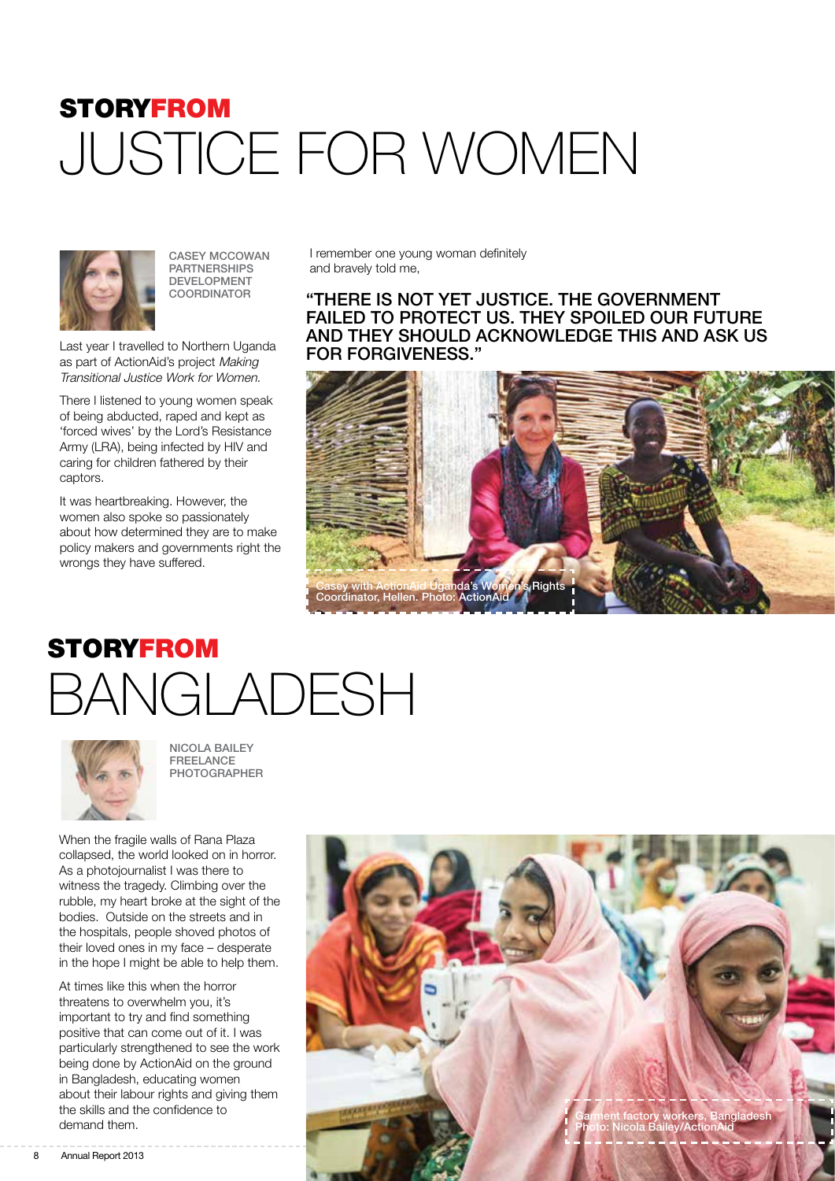# STORYFROM JUSTICE FOR WOMEN

CASEY MCCOWAN
PARTNERSHIPS DEVELOPMENT COORDINATOR

Last year I travelled to Northern Uganda as part of ActionAid's project *Making Transitional Justice Work for Women*.

There I listened to young women speak of being abducted, raped and kept as 'forced wives' by the Lord's Resistance Army (LRA), being infected by HIV and caring for children fathered by their captors.

It was heartbreaking. However, the women also spoke so passionately about how determined they are to make policy makers and governments right the wrongs they have suffered.

I remember one young woman definitely and bravely told me,

**"THERE IS NOT YET JUSTICE. THE GOVERNMENT FAILED TO PROTECT US. THEY SPOILED OUR FUTURE AND THEY SHOULD ACKNOWLEDGE THIS AND ASK US FOR FORGIVENESS."**

Casey with ActionAid Uganda's Women's Rights Coordinator, Hellen. Photo: ActionAid

# STORYFROM BANGLADESH

NICOLA BAILEY
FREELANCE PHOTOGRAPHER

When the fragile walls of Rana Plaza collapsed, the world looked on in horror. As a photojournalist I was there to witness the tragedy. Climbing over the rubble, my heart broke at the sight of the bodies. Outside on the streets and in the hospitals, people shoved photos of their loved ones in my face – desperate in the hope I might be able to help them.

At times like this when the horror threatens to overwhelm you, it's important to try and find something positive that can come out of it. I was particularly strengthened to see the work being done by ActionAid on the ground in Bangladesh, educating women about their labour rights and giving them the skills and the confidence to demand them.

Garment factory workers, Bangladesh
Photo: Nicola Bailey/ActionAid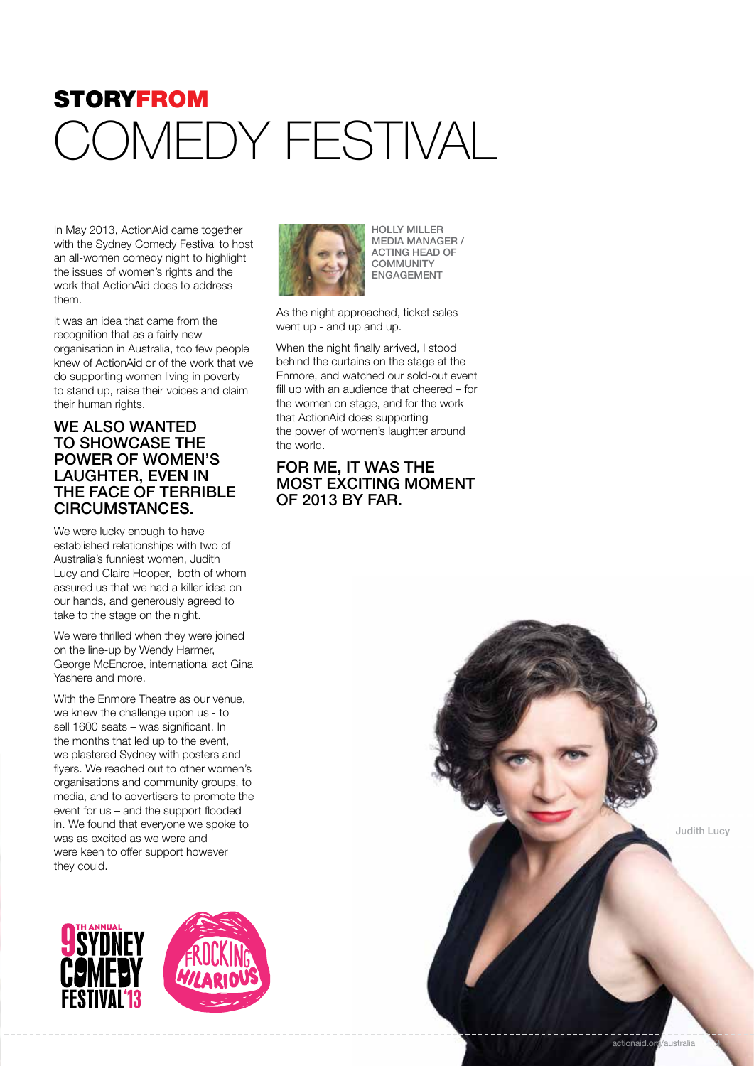# STORY FROM COMEDY FESTIVAL

In May 2013, ActionAid came together with the Sydney Comedy Festival to host an all-women comedy night to highlight the issues of women's rights and the work that ActionAid does to address them.

It was an idea that came from the recognition that as a fairly new organisation in Australia, too few people knew of ActionAid or of the work that we do supporting women living in poverty to stand up, raise their voices and claim their human rights.

## WE ALSO WANTED TO SHOWCASE THE POWER OF WOMEN'S LAUGHTER, EVEN IN THE FACE OF TERRIBLE CIRCUMSTANCES.

We were lucky enough to have established relationships with two of Australia's funniest women, Judith Lucy and Claire Hooper, both of whom assured us that we had a killer idea on our hands, and generously agreed to take to the stage on the night.

We were thrilled when they were joined on the line-up by Wendy Harmer, George McEncroe, international act Gina Yashere and more.

With the Enmore Theatre as our venue, we knew the challenge upon us - to sell 1600 seats – was significant. In the months that led up to the event, we plastered Sydney with posters and flyers. We reached out to other women's organisations and community groups, to media, and to advertisers to promote the event for us – and the support flooded in. We found that everyone we spoke to was as excited as we were and were keen to offer support however they could.

HOLLY MILLER
MEDIA MANAGER / ACTING HEAD OF COMMUNITY ENGAGEMENT

As the night approached, ticket sales went up - and up and up.

When the night finally arrived, I stood behind the curtains on the stage at the Enmore, and watched our sold-out event fill up with an audience that cheered – for the women on stage, and for the work that ActionAid does supporting the power of women's laughter around the world.

## FOR ME, IT WAS THE MOST EXCITING MOMENT OF 2013 BY FAR.

Judith Lucy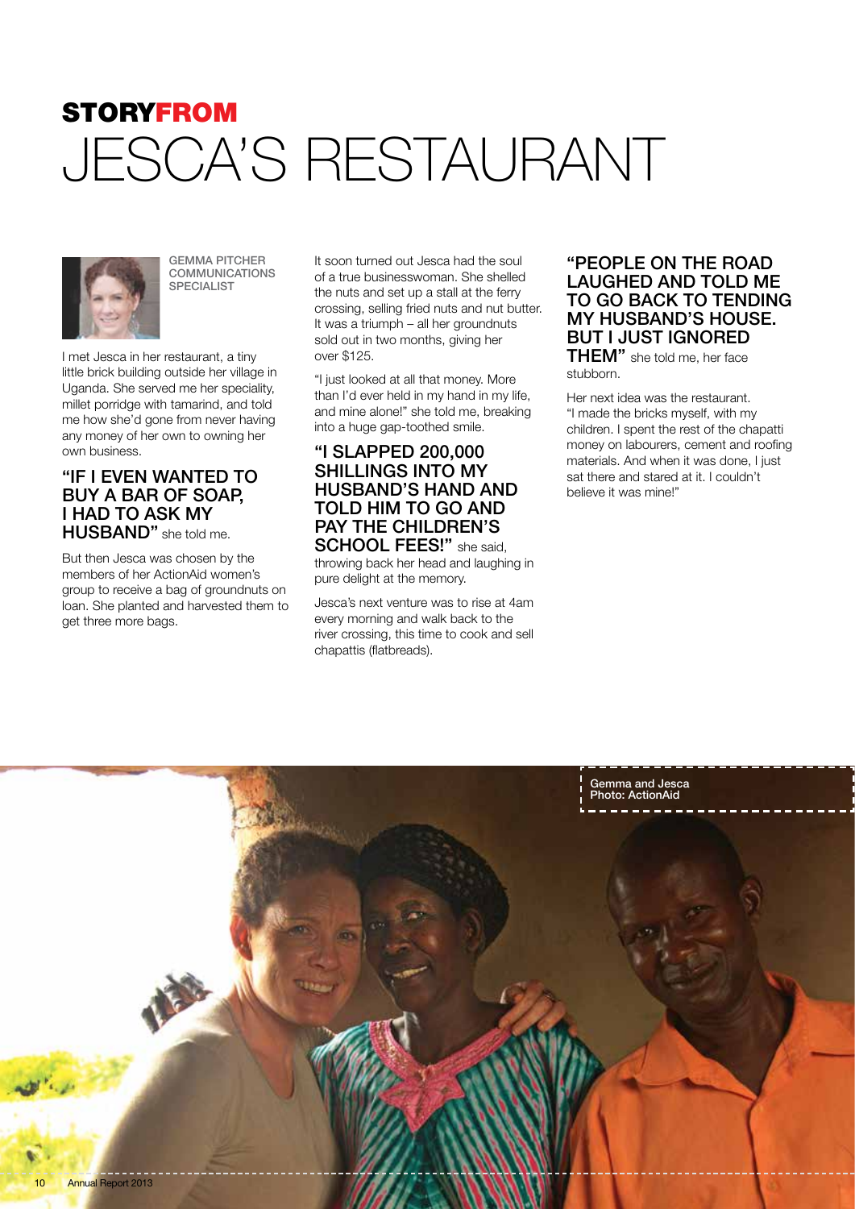# STORY FROM JESCA'S RESTAURANT

GEMMA PITCHER
COMMUNICATIONS SPECIALIST

I met Jesca in her restaurant, a tiny little brick building outside her village in Uganda. She served me her speciality, millet porridge with tamarind, and told me how she'd gone from never having any money of her own to owning her own business.

**"IF I EVEN WANTED TO BUY A BAR OF SOAP, I HAD TO ASK MY HUSBAND"** she told me.

But then Jesca was chosen by the members of her ActionAid women's group to receive a bag of groundnuts on loan. She planted and harvested them to get three more bags.

It soon turned out Jesca had the soul of a true businesswoman. She shelled the nuts and set up a stall at the ferry crossing, selling fried nuts and nut butter. It was a triumph – all her groundnuts sold out in two months, giving her over $125.

"I just looked at all that money. More than I'd ever held in my hand in my life, and mine alone!" she told me, breaking into a huge gap-toothed smile.

**"I SLAPPED 200,000 SHILLINGS INTO MY HUSBAND'S HAND AND TOLD HIM TO GO AND PAY THE CHILDREN'S SCHOOL FEES!"** she said, throwing back her head and laughing in pure delight at the memory.

Jesca's next venture was to rise at 4am every morning and walk back to the river crossing, this time to cook and sell chapattis (flatbreads).

**"PEOPLE ON THE ROAD LAUGHED AND TOLD ME TO GO BACK TO TENDING MY HUSBAND'S HOUSE. BUT I JUST IGNORED THEM"** she told me, her face stubborn.

Her next idea was the restaurant. "I made the bricks myself, with my children. I spent the rest of the chapatti money on labourers, cement and roofing materials. And when it was done, I just sat there and stared at it. I couldn't believe it was mine!"

Gemma and Jesca
Photo: ActionAid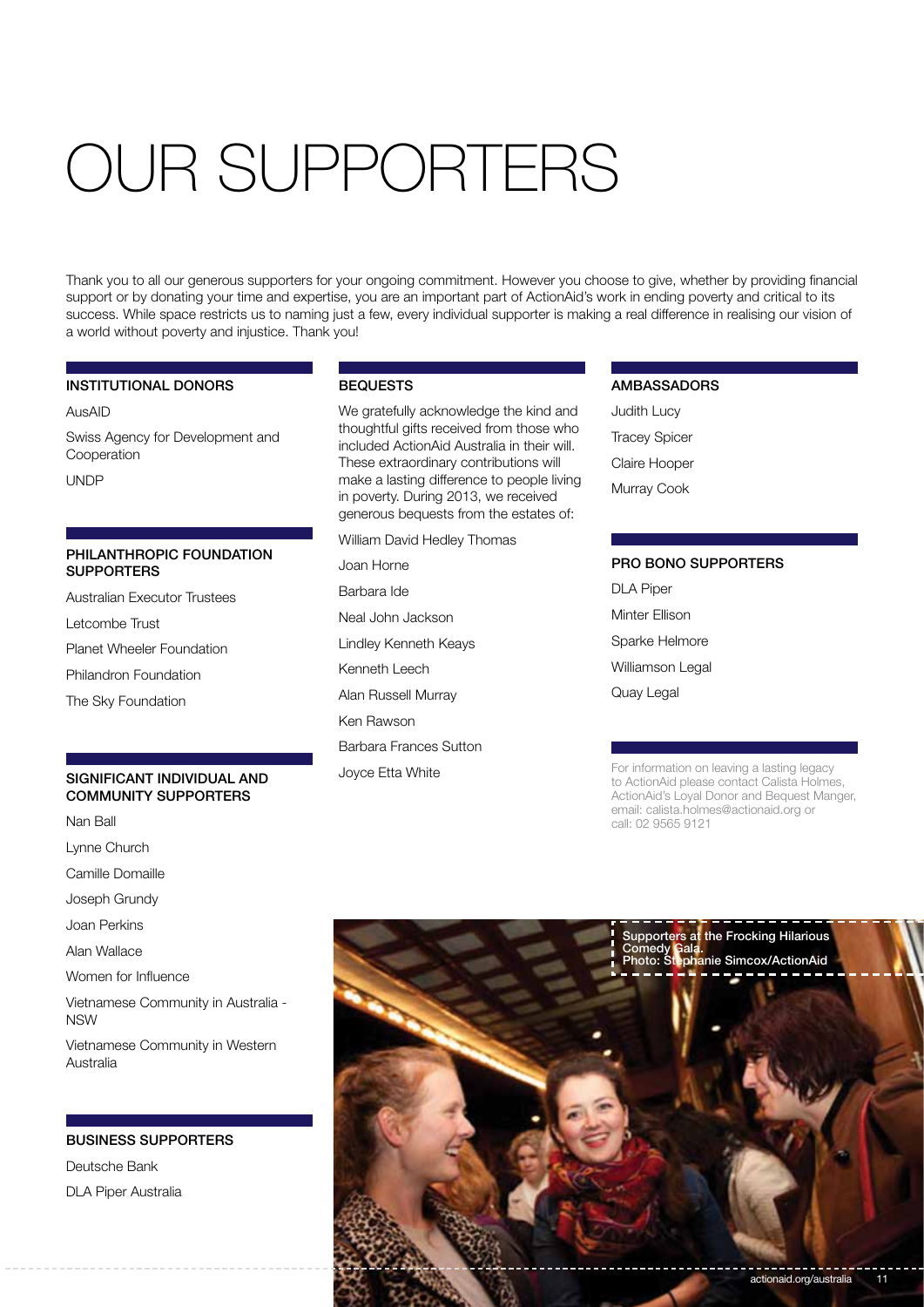# OUR SUPPORTERS

Thank you to all our generous supporters for your ongoing commitment. However you choose to give, whether by providing financial support or by donating your time and expertise, you are an important part of ActionAid's work in ending poverty and critical to its success. While space restricts us to naming just a few, every individual supporter is making a real difference in realising our vision of a world without poverty and injustice. Thank you!

### INSTITUTIONAL DONORS

AusAID

Swiss Agency for Development and Cooperation

UNDP

### PHILANTHROPIC FOUNDATION SUPPORTERS

Australian Executor Trustees

Letcombe Trust

Planet Wheeler Foundation

Philandron Foundation

The Sky Foundation

### SIGNIFICANT INDIVIDUAL AND COMMUNITY SUPPORTERS

Nan Ball

Lynne Church

Camille Domaille

Joseph Grundy

Joan Perkins

Alan Wallace

Women for Influence

Vietnamese Community in Australia - NSW

Vietnamese Community in Western Australia

### BUSINESS SUPPORTERS

Deutsche Bank

DLA Piper Australia

### BEQUESTS

We gratefully acknowledge the kind and thoughtful gifts received from those who included ActionAid Australia in their will. These extraordinary contributions will make a lasting difference to people living in poverty. During 2013, we received generous bequests from the estates of:

William David Hedley Thomas

Joan Horne

Barbara Ide

Neal John Jackson

Lindley Kenneth Keays

Kenneth Leech

Alan Russell Murray

Ken Rawson

Barbara Frances Sutton

Joyce Etta White

### AMBASSADORS

Judith Lucy

Tracey Spicer

Claire Hooper

Murray Cook

### PRO BONO SUPPORTERS

DLA Piper

Minter Ellison

Sparke Helmore

Williamson Legal

Quay Legal

For information on leaving a lasting legacy to ActionAid please contact Calista Holmes, ActionAid's Loyal Donor and Bequest Manger, email: calista.holmes@actionaid.org or call: 02 9565 9121

Supporters at the Frocking Hilarious Comedy Gala. Photo: Stephanie Simcox/ActionAid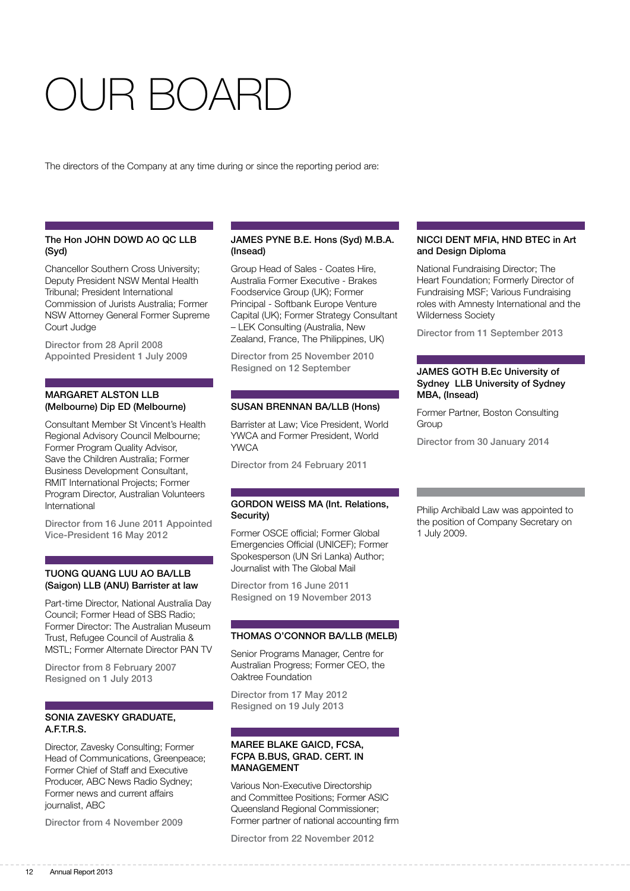# OUR BOARD

The directors of the Company at any time during or since the reporting period are:

### The Hon JOHN DOWD AO QC LLB (Syd)

Chancellor Southern Cross University; Deputy President NSW Mental Health Tribunal; President International Commission of Jurists Australia; Former NSW Attorney General Former Supreme Court Judge

Director from 28 April 2008
Appointed President 1 July 2009

### MARGARET ALSTON LLB (Melbourne) Dip ED (Melbourne)

Consultant Member St Vincent's Health Regional Advisory Council Melbourne; Former Program Quality Advisor, Save the Children Australia; Former Business Development Consultant, RMIT International Projects; Former Program Director, Australian Volunteers International

Director from 16 June 2011 Appointed Vice-President 16 May 2012

### TUONG QUANG LUU AO BA/LLB (Saigon) LLB (ANU) Barrister at law

Part-time Director, National Australia Day Council; Former Head of SBS Radio; Former Director: The Australian Museum Trust, Refugee Council of Australia & MSTL; Former Alternate Director PAN TV

Director from 8 February 2007
Resigned on 1 July 2013

### SONIA ZAVESKY GRADUATE, A.F.T.R.S.

Director, Zavesky Consulting; Former Head of Communications, Greenpeace; Former Chief of Staff and Executive Producer, ABC News Radio Sydney; Former news and current affairs journalist, ABC

Director from 4 November 2009

### JAMES PYNE B.E. Hons (Syd) M.B.A. (Insead)

Group Head of Sales - Coates Hire, Australia Former Executive - Brakes Foodservice Group (UK); Former Principal - Softbank Europe Venture Capital (UK); Former Strategy Consultant – LEK Consulting (Australia, New Zealand, France, The Philippines, UK)

Director from 25 November 2010
Resigned on 12 September

### SUSAN BRENNAN BA/LLB (Hons)

Barrister at Law; Vice President, World YWCA and Former President, World YWCA

Director from 24 February 2011

### GORDON WEISS MA (Int. Relations, Security)

Former OSCE official; Former Global Emergencies Official (UNICEF); Former Spokesperson (UN Sri Lanka) Author; Journalist with The Global Mail

Director from 16 June 2011
Resigned on 19 November 2013

### THOMAS O'CONNOR BA/LLB (MELB)

Senior Programs Manager, Centre for Australian Progress; Former CEO, the Oaktree Foundation

Director from 17 May 2012
Resigned on 19 July 2013

### MAREE BLAKE GAICD, FCSA, FCPA B.BUS, GRAD. CERT. IN MANAGEMENT

Various Non-Executive Directorship and Committee Positions; Former ASIC Queensland Regional Commissioner; Former partner of national accounting firm

Director from 22 November 2012

### NICCI DENT MFIA, HND BTEC in Art and Design Diploma

National Fundraising Director; The Heart Foundation; Formerly Director of Fundraising MSF; Various Fundraising roles with Amnesty International and the Wilderness Society

Director from 11 September 2013

### JAMES GOTH B.Ec University of Sydney LLB University of Sydney MBA, (Insead)

Former Partner, Boston Consulting Group

Director from 30 January 2014

Philip Archibald Law was appointed to the position of Company Secretary on 1 July 2009.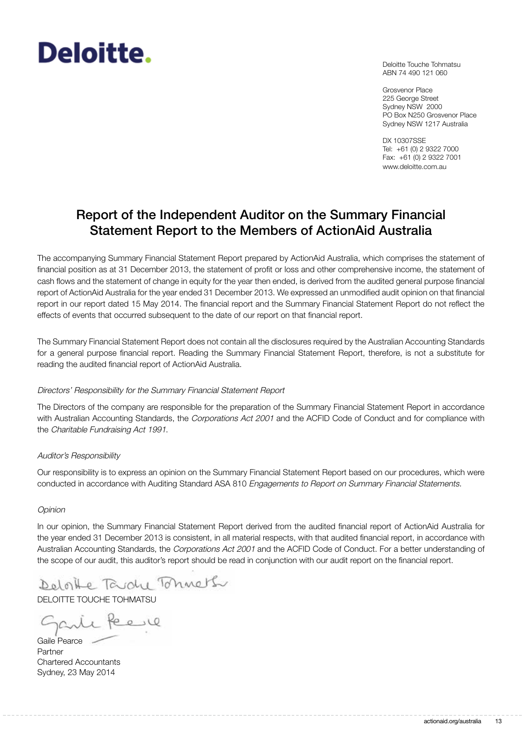Deloitte.

Deloitte Touche Tohmatsu
ABN 74 490 121 060

Grosvenor Place
225 George Street
Sydney NSW 2000
PO Box N250 Grosvenor Place
Sydney NSW 1217 Australia

DX 10307SSE
Tel: +61 (0) 2 9322 7000
Fax: +61 (0) 2 9322 7001
www.deloitte.com.au

# Report of the Independent Auditor on the Summary Financial Statement Report to the Members of ActionAid Australia

The accompanying Summary Financial Statement Report prepared by ActionAid Australia, which comprises the statement of financial position as at 31 December 2013, the statement of profit or loss and other comprehensive income, the statement of cash flows and the statement of change in equity for the year then ended, is derived from the audited general purpose financial report of ActionAid Australia for the year ended 31 December 2013. We expressed an unmodified audit opinion on that financial report in our report dated 15 May 2014. The financial report and the Summary Financial Statement Report do not reflect the effects of events that occurred subsequent to the date of our report on that financial report.

The Summary Financial Statement Report does not contain all the disclosures required by the Australian Accounting Standards for a general purpose financial report. Reading the Summary Financial Statement Report, therefore, is not a substitute for reading the audited financial report of ActionAid Australia.

*Directors' Responsibility for the Summary Financial Statement Report*

The Directors of the company are responsible for the preparation of the Summary Financial Statement Report in accordance with Australian Accounting Standards, the *Corporations Act 2001* and the ACFID Code of Conduct and for compliance with the *Charitable Fundraising Act 1991*.

*Auditor's Responsibility*

Our responsibility is to express an opinion on the Summary Financial Statement Report based on our procedures, which were conducted in accordance with Auditing Standard ASA 810 *Engagements to Report on Summary Financial Statements.*

*Opinion*

In our opinion, the Summary Financial Statement Report derived from the audited financial report of ActionAid Australia for the year ended 31 December 2013 is consistent, in all material respects, with that audited financial report, in accordance with Australian Accounting Standards, the *Corporations Act 2001* and the ACFID Code of Conduct. For a better understanding of the scope of our audit, this auditor's report should be read in conjunction with our audit report on the financial report.

DELOITTE TOUCHE TOHMATSU

Gaile Pearce
Partner
Chartered Accountants
Sydney, 23 May 2014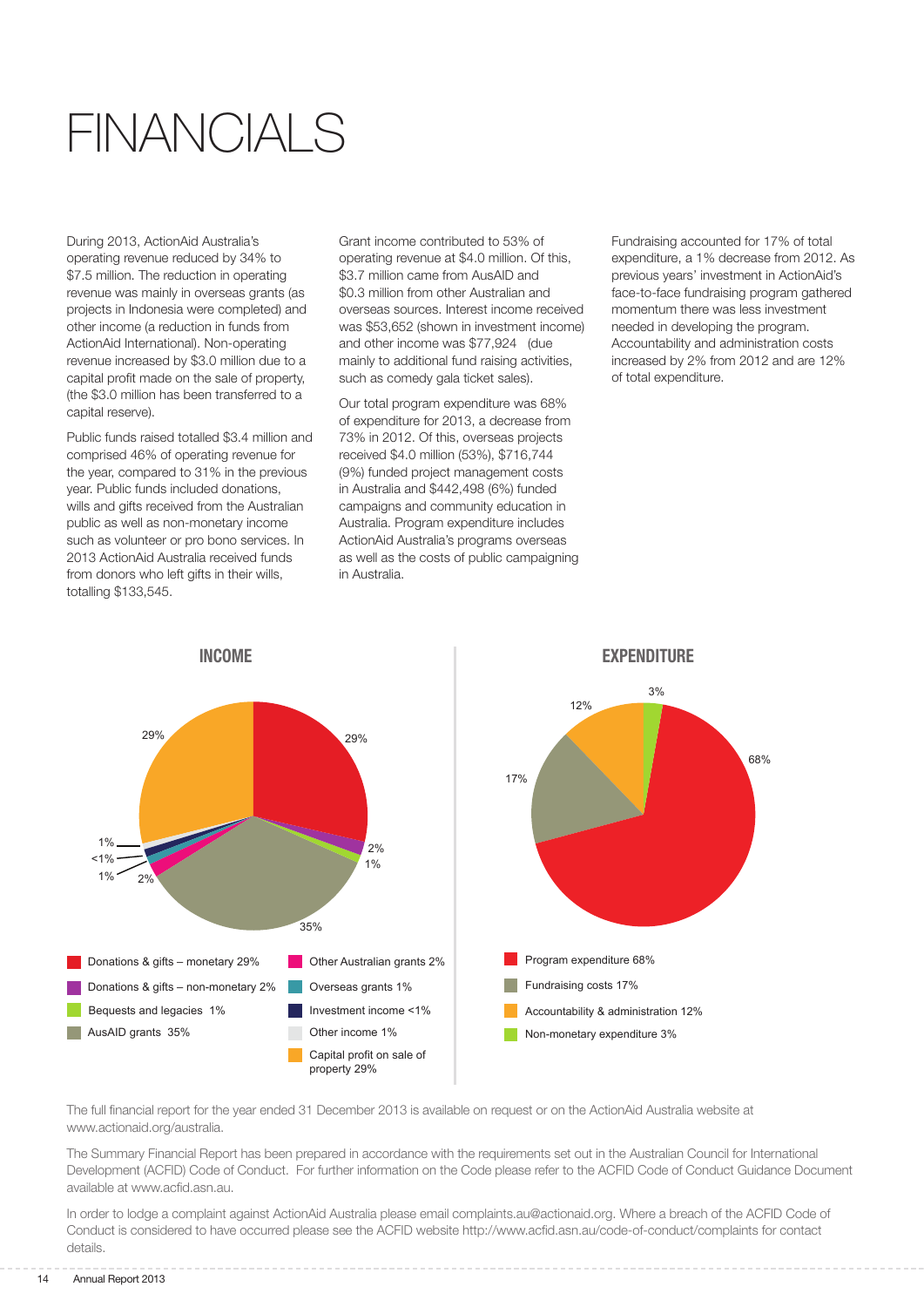# FINANCIALS

During 2013, ActionAid Australia's operating revenue reduced by 34% to $7.5 million. The reduction in operating revenue was mainly in overseas grants (as projects in Indonesia were completed) and other income (a reduction in funds from ActionAid International). Non-operating revenue increased by $3.0 million due to a capital profit made on the sale of property, (the $3.0 million has been transferred to a capital reserve).

Public funds raised totalled $3.4 million and comprised 46% of operating revenue for the year, compared to 31% in the previous year. Public funds included donations, wills and gifts received from the Australian public as well as non-monetary income such as volunteer or pro bono services. In 2013 ActionAid Australia received funds from donors who left gifts in their wills, totalling $133,545.

Grant income contributed to 53% of operating revenue at $4.0 million. Of this, $3.7 million came from AusAID and $0.3 million from other Australian and overseas sources. Interest income received was $53,652 (shown in investment income) and other income was $77,924 (due mainly to additional fund raising activities, such as comedy gala ticket sales).

Our total program expenditure was 68% of expenditure for 2013, a decrease from 73% in 2012. Of this, overseas projects received $4.0 million (53%), $716,744 (9%) funded project management costs in Australia and $442,498 (6%) funded campaigns and community education in Australia. Program expenditure includes ActionAid Australia's programs overseas as well as the costs of public campaigning in Australia.

Fundraising accounted for 17% of total expenditure, a 1% decrease from 2012. As previous years' investment in ActionAid's face-to-face fundraising program gathered momentum there was less investment needed in developing the program. Accountability and administration costs increased by 2% from 2012 and are 12% of total expenditure.

## INCOME

- Donations & gifts – monetary 29%
- Donations & gifts – non-monetary 2%
- Bequests and legacies 1%
- AusAID grants 35%
- Other Australian grants 2%
- Overseas grants 1%
- Investment income <1%
- Other income 1%
- Capital profit on sale of property 29%

## EXPENDITURE

- Program expenditure 68%
- Fundraising costs 17%
- Accountability & administration 12%
- Non-monetary expenditure 3%

The full financial report for the year ended 31 December 2013 is available on request or on the ActionAid Australia website at www.actionaid.org/australia.

The Summary Financial Report has been prepared in accordance with the requirements set out in the Australian Council for International Development (ACFID) Code of Conduct. For further information on the Code please refer to the ACFID Code of Conduct Guidance Document available at www.acfid.asn.au.

In order to lodge a complaint against ActionAid Australia please email complaints.au@actionaid.org. Where a breach of the ACFID Code of Conduct is considered to have occurred please see the ACFID website http://www.acfid.asn.au/code-of-conduct/complaints for contact details.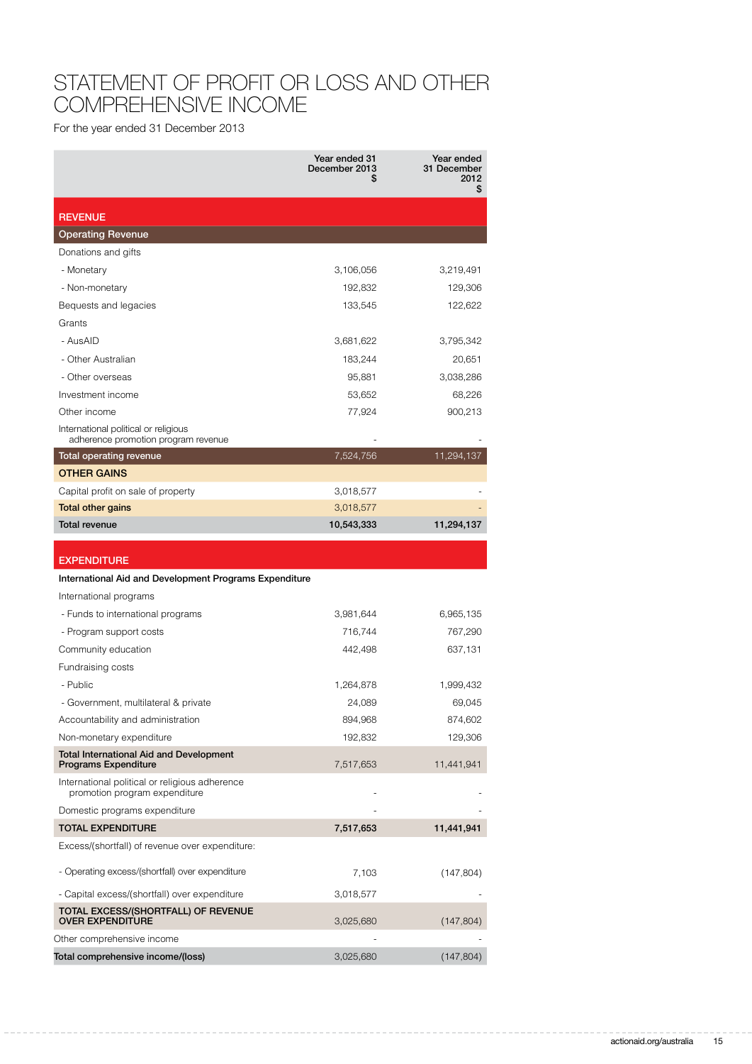# STATEMENT OF PROFIT OR LOSS AND OTHER COMPREHENSIVE INCOME

For the year ended 31 December 2013

| | Year ended 31 December 2013 $ | Year ended 31 December 2012 $ |
|---|---|---|
| **REVENUE** | | |
| **Operating Revenue** | | |
| Donations and gifts | | |
| - Monetary | 3,106,056 | 3,219,491 |
| - Non-monetary | 192,832 | 129,306 |
| Bequests and legacies | 133,545 | 122,622 |
| Grants | | |
| - AusAID | 3,681,622 | 3,795,342 |
| - Other Australian | 183,244 | 20,651 |
| - Other overseas | 95,881 | 3,038,286 |
| Investment income | 53,652 | 68,226 |
| Other income | 77,924 | 900,213 |
| International political or religious adherence promotion program revenue | - | - |
| **Total operating revenue** | 7,524,756 | 11,294,137 |
| **OTHER GAINS** | | |
| Capital profit on sale of property | 3,018,577 | - |
| **Total other gains** | 3,018,577 | - |
| **Total revenue** | **10,543,333** | **11,294,137** |
| **EXPENDITURE** | | |
| **International Aid and Development Programs Expenditure** | | |
| International programs | | |
| - Funds to international programs | 3,981,644 | 6,965,135 |
| - Program support costs | 716,744 | 767,290 |
| Community education | 442,498 | 637,131 |
| Fundraising costs | | |
| - Public | 1,264,878 | 1,999,432 |
| - Government, multilateral & private | 24,089 | 69,045 |
| Accountability and administration | 894,968 | 874,602 |
| Non-monetary expenditure | 192,832 | 129,306 |
| **Total International Aid and Development Programs Expenditure** | 7,517,653 | 11,441,941 |
| International political or religious adherence promotion program expenditure | - | - |
| Domestic programs expenditure | - | - |
| **TOTAL EXPENDITURE** | **7,517,653** | **11,441,941** |
| Excess/(shortfall) of revenue over expenditure: | | |
| - Operating excess/(shortfall) over expenditure | 7,103 | (147,804) |
| - Capital excess/(shortfall) over expenditure | 3,018,577 | - |
| **TOTAL EXCESS/(SHORTFALL) OF REVENUE OVER EXPENDITURE** | 3,025,680 | (147,804) |
| Other comprehensive income | - | - |
| **Total comprehensive income/(loss)** | 3,025,680 | (147,804) |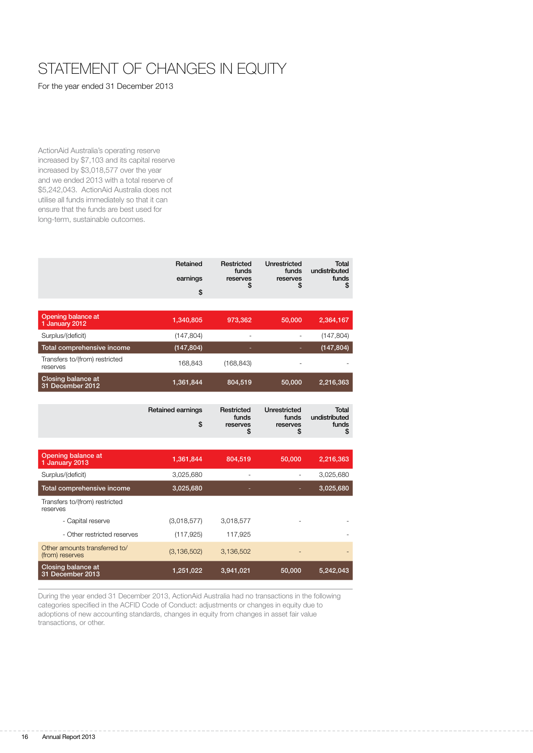# STATEMENT OF CHANGES IN EQUITY

For the year ended 31 December 2013

ActionAid Australia's operating reserve increased by $7,103 and its capital reserve increased by $3,018,577 over the year and we ended 2013 with a total reserve of $5,242,043. ActionAid Australia does not utilise all funds immediately so that it can ensure that the funds are best used for long-term, sustainable outcomes.

| | Retained earnings $ | Restricted funds reserves $ | Unrestricted funds reserves $ | Total undistributed funds $ |
|---|---|---|---|---|
| **Opening balance at 1 January 2012** | **1,340,805** | **973,362** | **50,000** | **2,364,167** |
| Surplus/(deficit) | (147,804) | - | - | (147,804) |
| **Total comprehensive income** | **(147,804)** | - | - | **(147,804)** |
| Transfers to/(from) restricted reserves | 168,843 | (168,843) | - | - |
| **Closing balance at 31 December 2012** | **1,361,844** | **804,519** | **50,000** | **2,216,363** |

| | Retained earnings $ | Restricted funds reserves $ | Unrestricted funds reserves $ | Total undistributed funds $ |
|---|---|---|---|---|
| **Opening balance at 1 January 2013** | **1,361,844** | **804,519** | **50,000** | **2,216,363** |
| Surplus/(deficit) | 3,025,680 | - | - | 3,025,680 |
| **Total comprehensive income** | **3,025,680** | - | - | **3,025,680** |
| Transfers to/(from) restricted reserves | | | | |
| - Capital reserve | (3,018,577) | 3,018,577 | - | - |
| - Other restricted reserves | (117,925) | 117,925 | | - |
| Other amounts transferred to/(from) reserves | (3,136,502) | 3,136,502 | - | - |
| **Closing balance at 31 December 2013** | **1,251,022** | **3,941,021** | **50,000** | **5,242,043** |

During the year ended 31 December 2013, ActionAid Australia had no transactions in the following categories specified in the ACFID Code of Conduct: adjustments or changes in equity due to adoptions of new accounting standards, changes in equity from changes in asset fair value transactions, or other.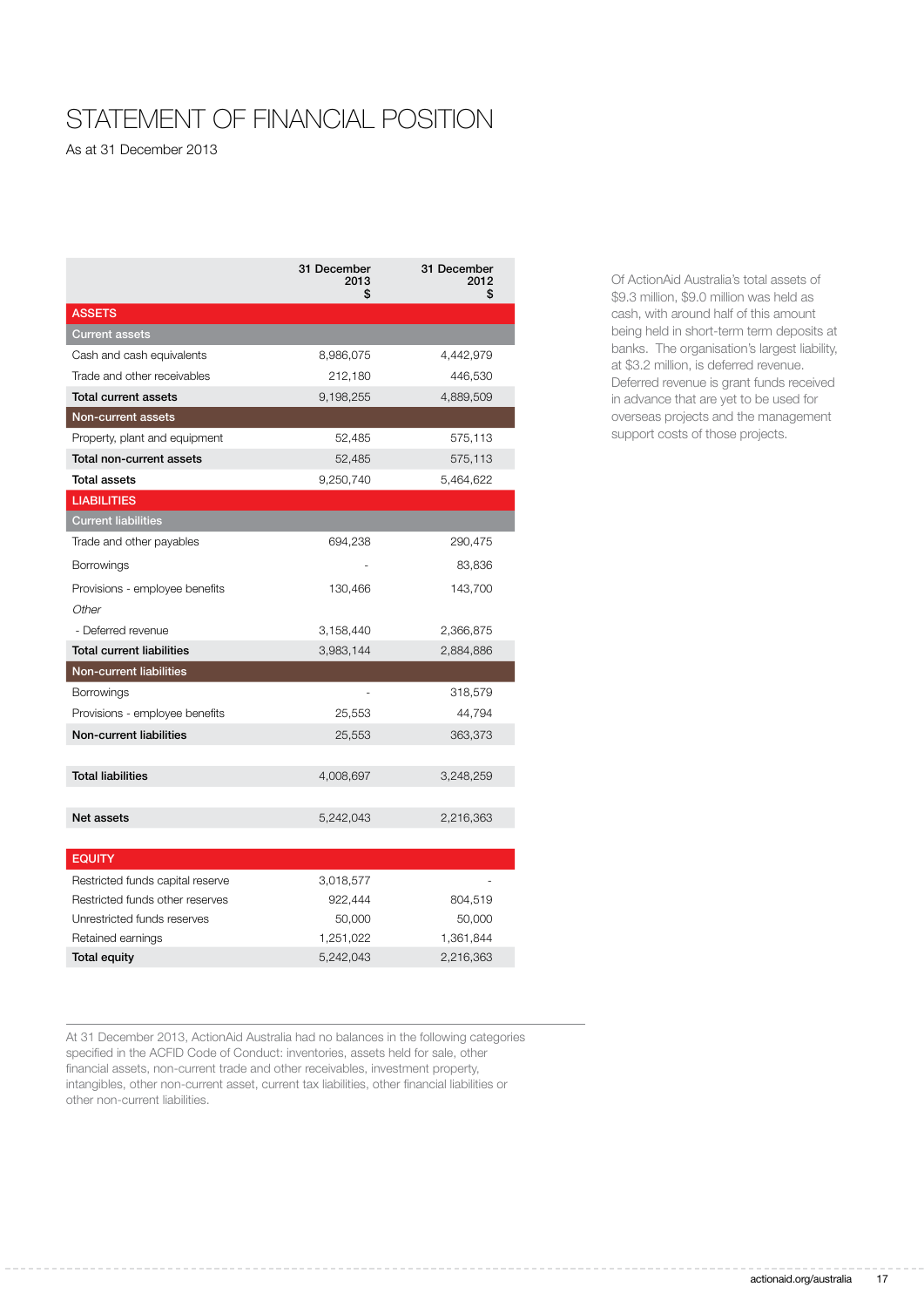# STATEMENT OF FINANCIAL POSITION

As at 31 December 2013

| | 31 December 2013 $ | 31 December 2012 $ |
|---|---|---|
| **ASSETS** | | |
| **Current assets** | | |
| Cash and cash equivalents | 8,986,075 | 4,442,979 |
| Trade and other receivables | 212,180 | 446,530 |
| **Total current assets** | 9,198,255 | 4,889,509 |
| **Non-current assets** | | |
| Property, plant and equipment | 52,485 | 575,113 |
| **Total non-current assets** | 52,485 | 575,113 |
| **Total assets** | 9,250,740 | 5,464,622 |
| **LIABILITIES** | | |
| **Current liabilities** | | |
| Trade and other payables | 694,238 | 290,475 |
| Borrowings | - | 83,836 |
| Provisions - employee benefits | 130,466 | 143,700 |
| *Other* | | |
| - Deferred revenue | 3,158,440 | 2,366,875 |
| **Total current liabilities** | 3,983,144 | 2,884,886 |
| **Non-current liabilities** | | |
| Borrowings | - | 318,579 |
| Provisions - employee benefits | 25,553 | 44,794 |
| **Non-current liabilities** | 25,553 | 363,373 |
| **Total liabilities** | 4,008,697 | 3,248,259 |
| **Net assets** | 5,242,043 | 2,216,363 |
| **EQUITY** | | |
| Restricted funds capital reserve | 3,018,577 | - |
| Restricted funds other reserves | 922,444 | 804,519 |
| Unrestricted funds reserves | 50,000 | 50,000 |
| Retained earnings | 1,251,022 | 1,361,844 |
| **Total equity** | 5,242,043 | 2,216,363 |

Of ActionAid Australia's total assets of $9.3 million, $9.0 million was held as cash, with around half of this amount being held in short-term term deposits at banks. The organisation's largest liability, at $3.2 million, is deferred revenue. Deferred revenue is grant funds received in advance that are yet to be used for overseas projects and the management support costs of those projects.

At 31 December 2013, ActionAid Australia had no balances in the following categories specified in the ACFID Code of Conduct: inventories, assets held for sale, other financial assets, non-current trade and other receivables, investment property, intangibles, other non-current asset, current tax liabilities, other financial liabilities or other non-current liabilities.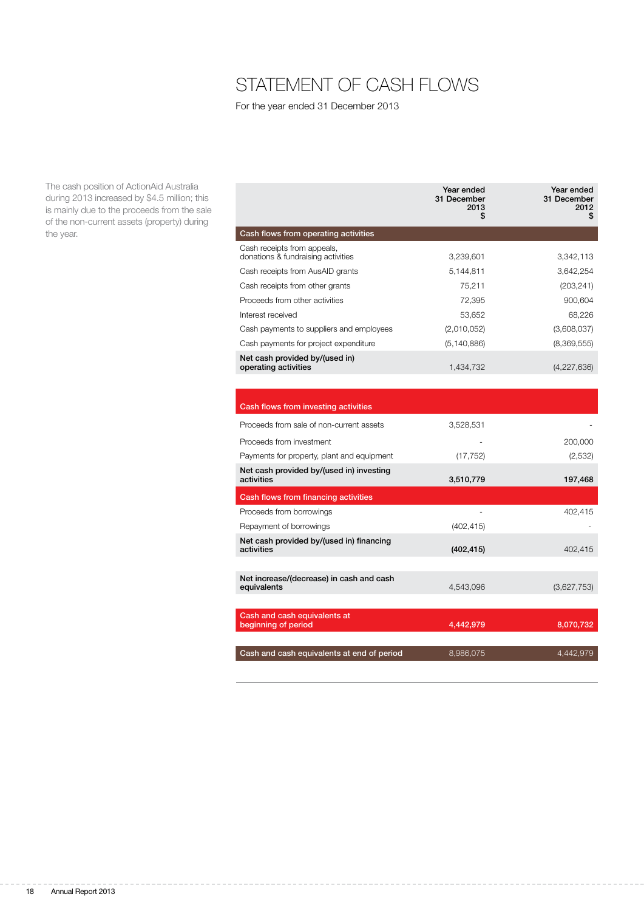# STATEMENT OF CASH FLOWS

For the year ended 31 December 2013

The cash position of ActionAid Australia during 2013 increased by $4.5 million; this is mainly due to the proceeds from the sale of the non-current assets (property) during the year.

| | Year ended 31 December 2013 $ | Year ended 31 December 2012 $ |
|---|---|---|
| **Cash flows from operating activities** | | |
| Cash receipts from appeals, donations & fundraising activities | 3,239,601 | 3,342,113 |
| Cash receipts from AusAID grants | 5,144,811 | 3,642,254 |
| Cash receipts from other grants | 75,211 | (203,241) |
| Proceeds from other activities | 72,395 | 900,604 |
| Interest received | 53,652 | 68,226 |
| Cash payments to suppliers and employees | (2,010,052) | (3,608,037) |
| Cash payments for project expenditure | (5,140,886) | (8,369,555) |
| **Net cash provided by/(used in) operating activities** | 1,434,732 | (4,227,636) |
| **Cash flows from investing activities** | | |
| Proceeds from sale of non-current assets | 3,528,531 | - |
| Proceeds from investment | - | 200,000 |
| Payments for property, plant and equipment | (17,752) | (2,532) |
| **Net cash provided by/(used in) investing activities** | **3,510,779** | **197,468** |
| **Cash flows from financing activities** | | |
| Proceeds from borrowings | - | 402,415 |
| Repayment of borrowings | (402,415) | - |
| **Net cash provided by/(used in) financing activities** | **(402,415)** | 402,415 |
| **Net increase/(decrease) in cash and cash equivalents** | 4,543,096 | (3,627,753) |
| **Cash and cash equivalents at beginning of period** | **4,442,979** | **8,070,732** |
| **Cash and cash equivalents at end of period** | 8,986,075 | 4,442,979 |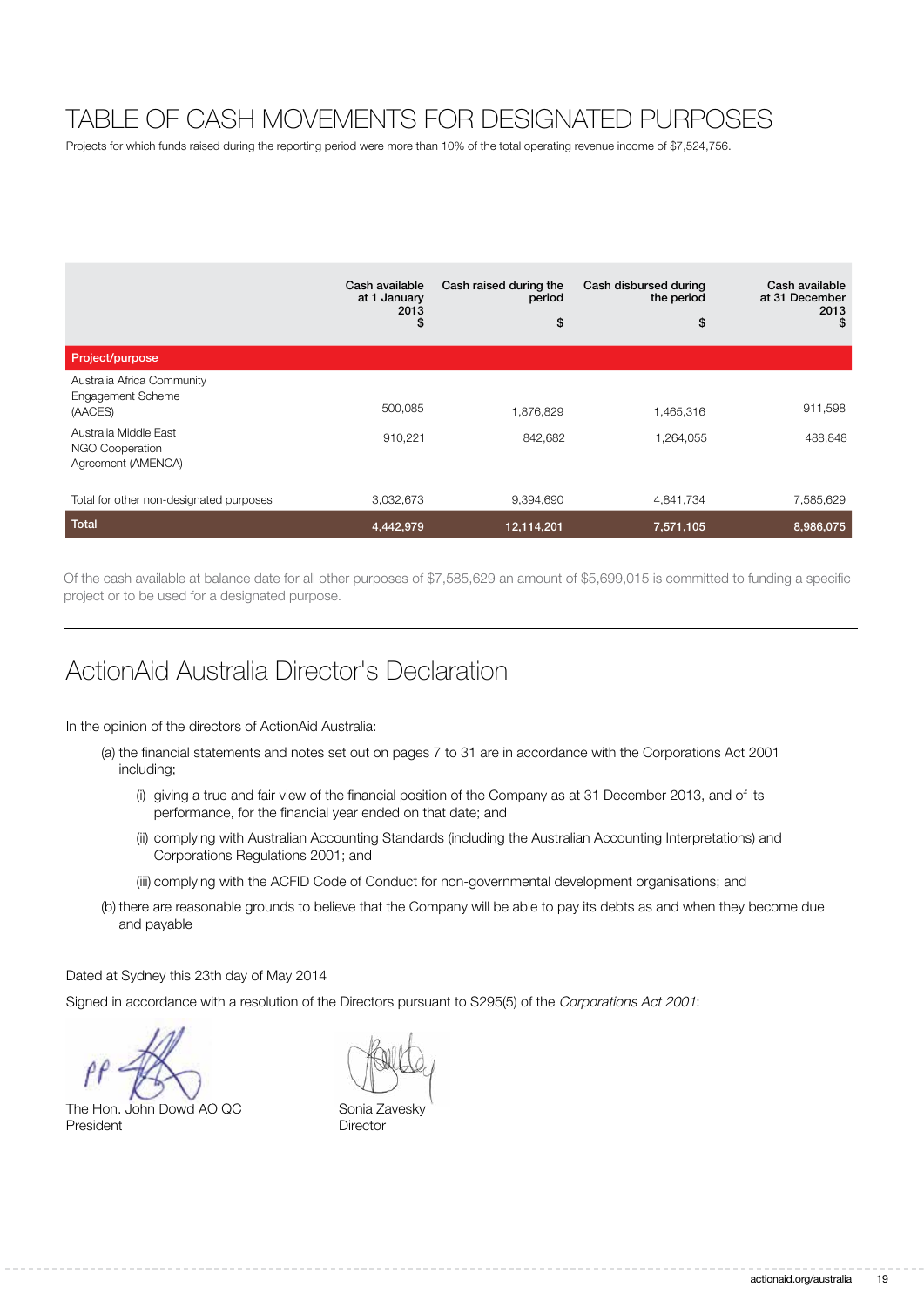# TABLE OF CASH MOVEMENTS FOR DESIGNATED PURPOSES

Projects for which funds raised during the reporting period were more than 10% of the total operating revenue income of $7,524,756.

| Project/purpose | Cash available at 1 January 2013 $ | Cash raised during the period $ | Cash disbursed during the period $ | Cash available at 31 December 2013 $ |
|---|---|---|---|---|
| Australia Africa Community Engagement Scheme (AACES) | 500,085 | 1,876,829 | 1,465,316 | 911,598 |
| Australia Middle East NGO Cooperation Agreement (AMENCA) | 910,221 | 842,682 | 1,264,055 | 488,848 |
| Total for other non-designated purposes | 3,032,673 | 9,394,690 | 4,841,734 | 7,585,629 |
| **Total** | **4,442,979** | **12,114,201** | **7,571,105** | **8,986,075** |

Of the cash available at balance date for all other purposes of $7,585,629 an amount of $5,699,015 is committed to funding a specific project or to be used for a designated purpose.

## ActionAid Australia Director's Declaration

In the opinion of the directors of ActionAid Australia:

(a) the financial statements and notes set out on pages 7 to 31 are in accordance with the Corporations Act 2001 including;

(i) giving a true and fair view of the financial position of the Company as at 31 December 2013, and of its performance, for the financial year ended on that date; and

(ii) complying with Australian Accounting Standards (including the Australian Accounting Interpretations) and Corporations Regulations 2001; and

(iii) complying with the ACFID Code of Conduct for non-governmental development organisations; and

(b) there are reasonable grounds to believe that the Company will be able to pay its debts as and when they become due and payable

Dated at Sydney this 23th day of May 2014

Signed in accordance with a resolution of the Directors pursuant to S295(5) of the *Corporations Act 2001*:

The Hon. John Dowd AO QC
President

Sonia Zavesky
Director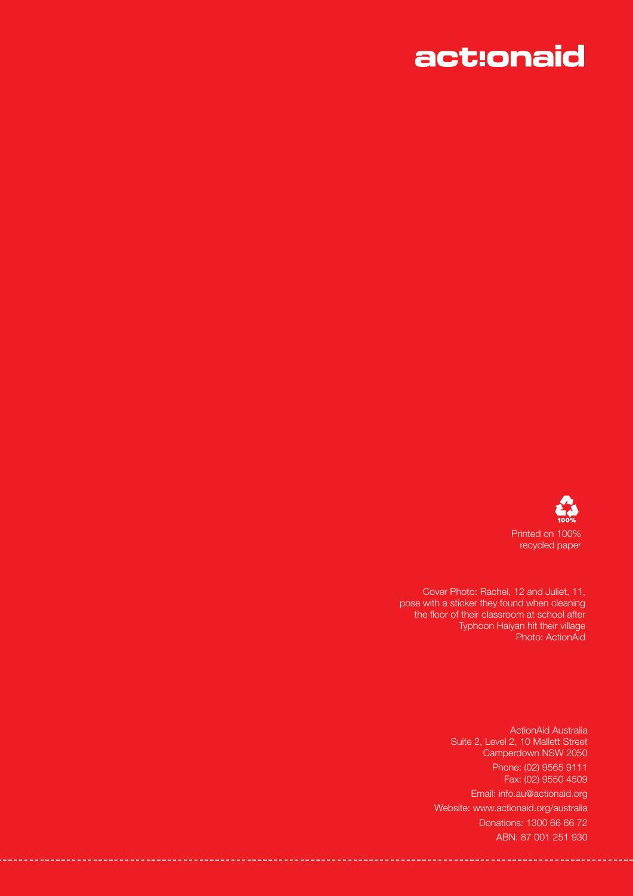actionaid

Printed on 100% recycled paper

Cover Photo: Rachel, 12 and Juliet, 11, pose with a sticker they found when cleaning the floor of their classroom at school after Typhoon Haiyan hit their village
Photo: ActionAid

ActionAid Australia
Suite 2, Level 2, 10 Mallett Street
Camperdown NSW 2050
Phone: (02) 9565 9111
Fax: (02) 9550 4509
Email: info.au@actionaid.org
Website: www.actionaid.org/australia
Donations: 1300 66 66 72
ABN: 87 001 251 930